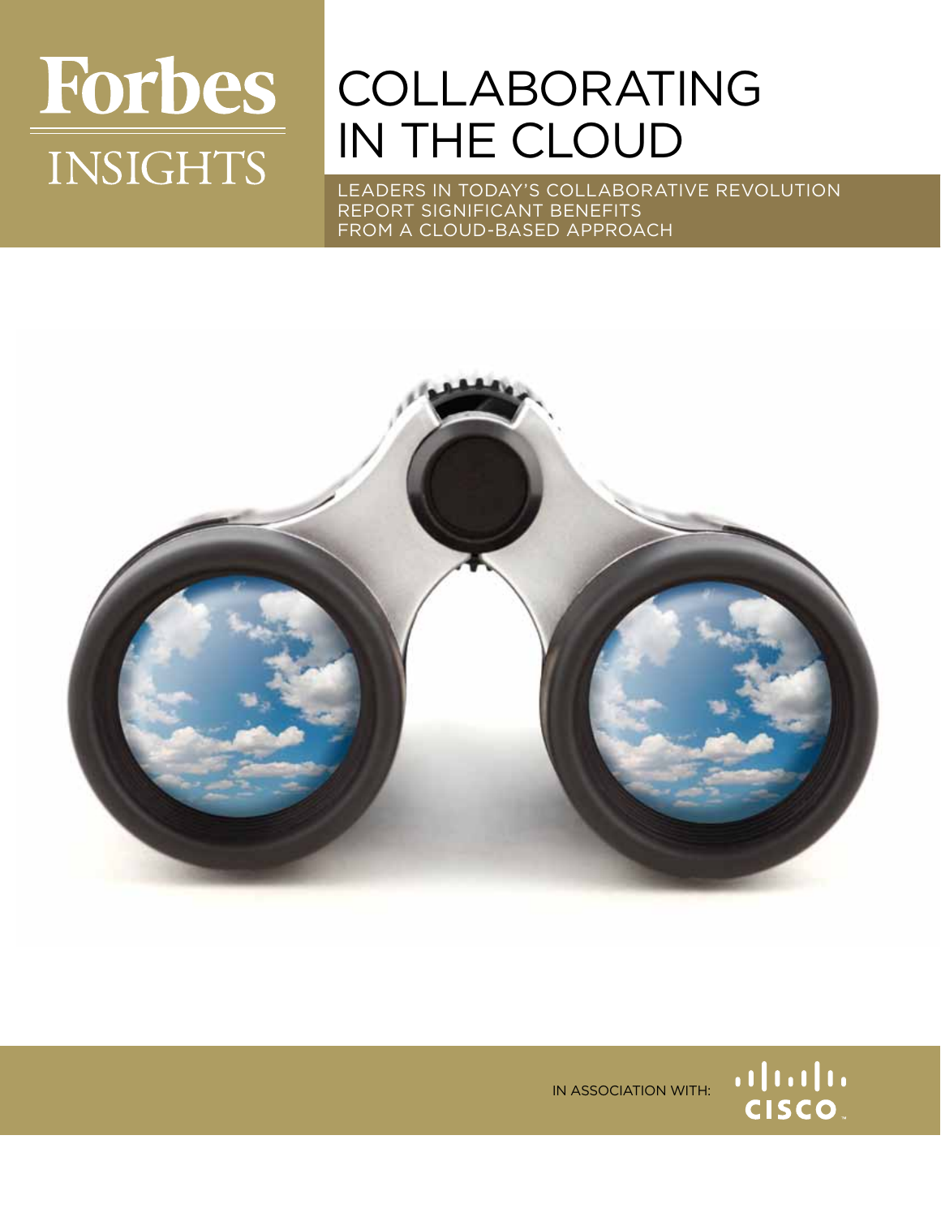Forbes INSIGHTS

# COLLABORATING IN THE CLOUD

LEADERS IN TODAY'S COLLABORATIVE REVOLUTION REPORT SIGNIFICANT BENEFITS FROM A CLOUD-BASED APPROACH

IN ASSOCIATION WITH: CISCO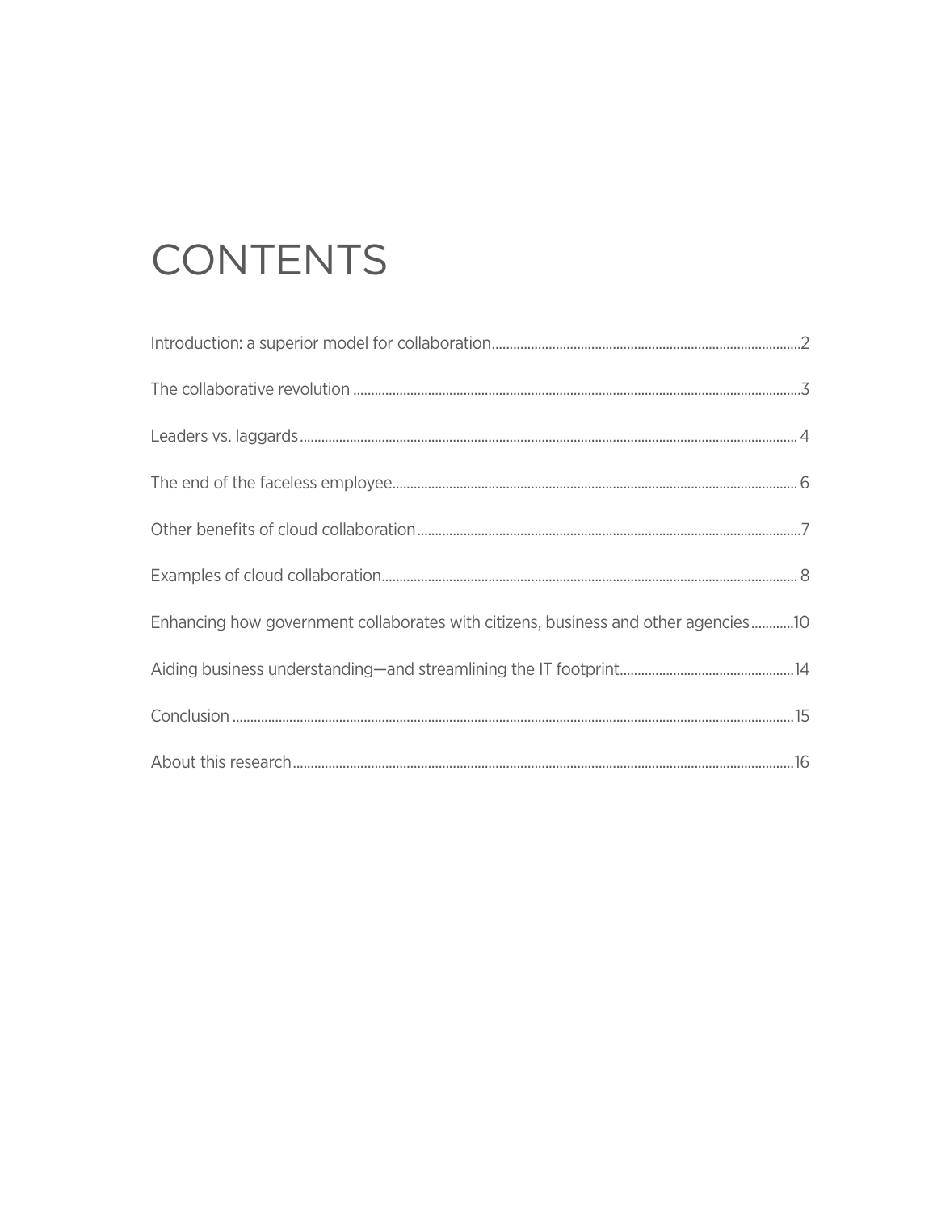# CONTENTS

Introduction: a superior model for collaboration ........ 2

The collaborative revolution ........ 3

Leaders vs. laggards ........ 4

The end of the faceless employee ........ 6

Other benefits of cloud collaboration ........ 7

Examples of cloud collaboration ........ 8

Enhancing how government collaborates with citizens, business and other agencies ........ 10

Aiding business understanding—and streamlining the IT footprint ........ 14

Conclusion ........ 15

About this research ........ 16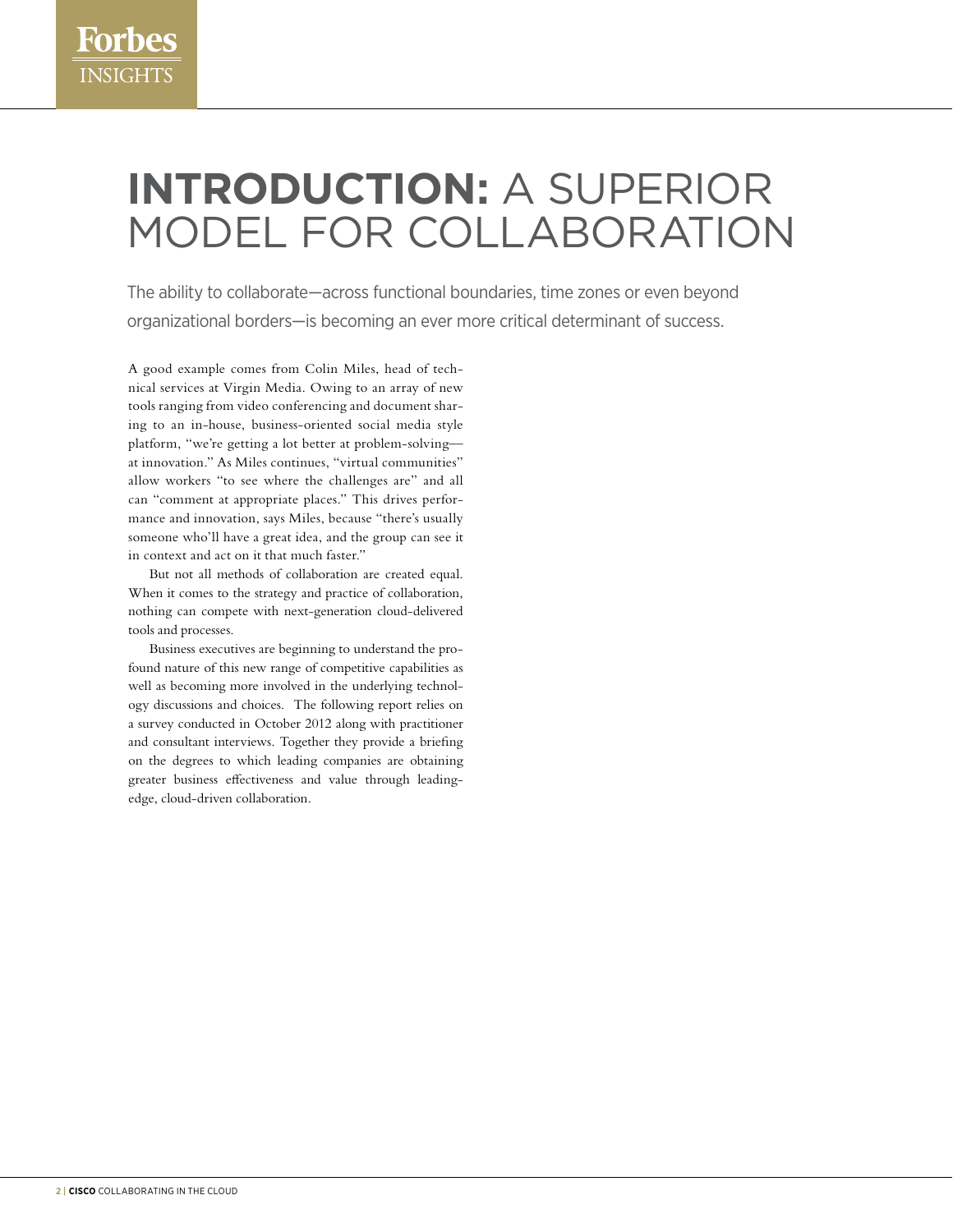# INTRODUCTION: A SUPERIOR MODEL FOR COLLABORATION

The ability to collaborate—across functional boundaries, time zones or even beyond organizational borders—is becoming an ever more critical determinant of success.

A good example comes from Colin Miles, head of technical services at Virgin Media. Owing to an array of new tools ranging from video conferencing and document sharing to an in-house, business-oriented social media style platform, "we're getting a lot better at problem-solving—at innovation." As Miles continues, "virtual communities" allow workers "to see where the challenges are" and all can "comment at appropriate places." This drives performance and innovation, says Miles, because "there's usually someone who'll have a great idea, and the group can see it in context and act on it that much faster."

But not all methods of collaboration are created equal. When it comes to the strategy and practice of collaboration, nothing can compete with next-generation cloud-delivered tools and processes.

Business executives are beginning to understand the profound nature of this new range of competitive capabilities as well as becoming more involved in the underlying technology discussions and choices. The following report relies on a survey conducted in October 2012 along with practitioner and consultant interviews. Together they provide a briefing on the degrees to which leading companies are obtaining greater business effectiveness and value through leading-edge, cloud-driven collaboration.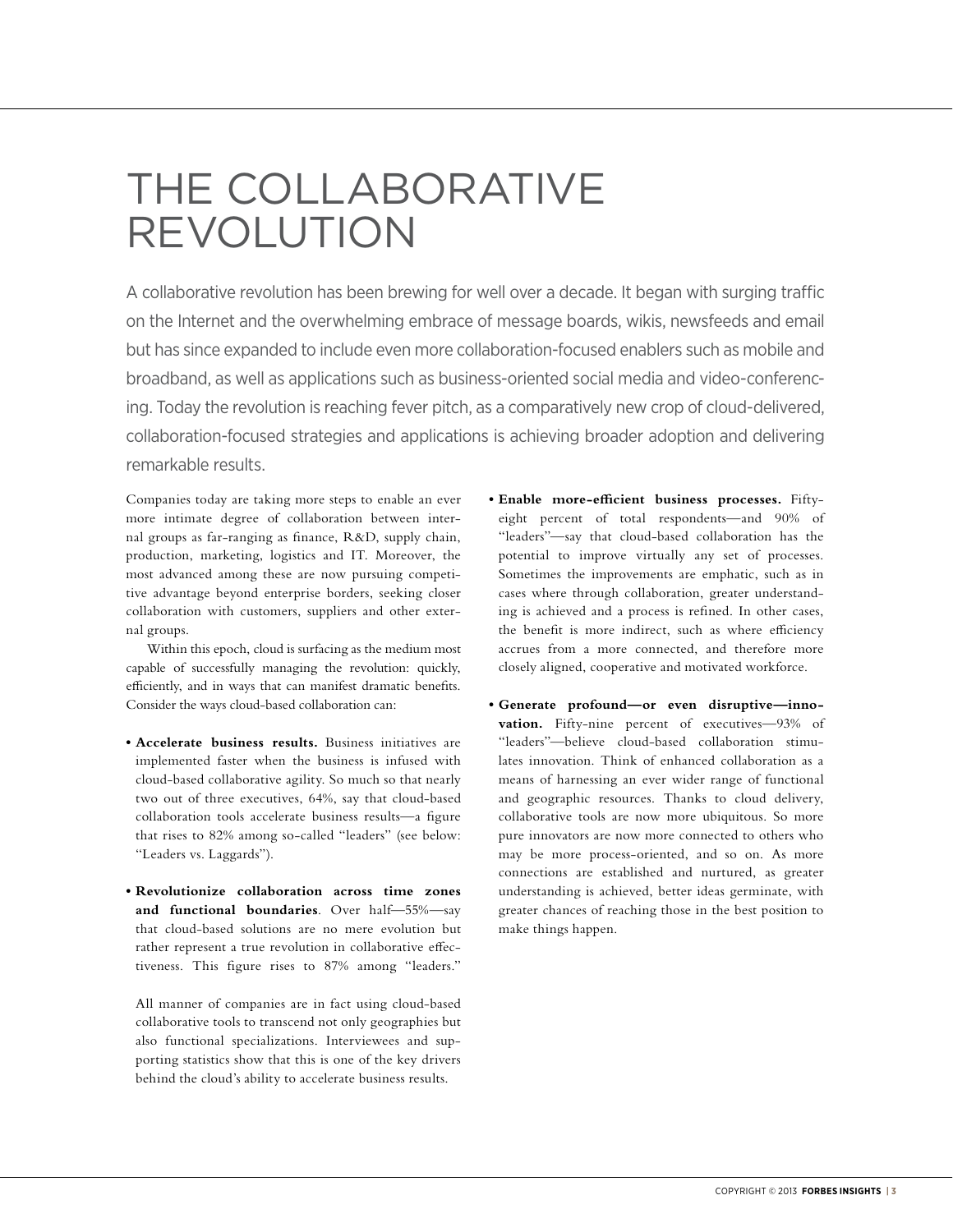# THE COLLABORATIVE REVOLUTION

A collaborative revolution has been brewing for well over a decade. It began with surging traffic on the Internet and the overwhelming embrace of message boards, wikis, newsfeeds and email but has since expanded to include even more collaboration-focused enablers such as mobile and broadband, as well as applications such as business-oriented social media and video-conferencing. Today the revolution is reaching fever pitch, as a comparatively new crop of cloud-delivered, collaboration-focused strategies and applications is achieving broader adoption and delivering remarkable results.

Companies today are taking more steps to enable an ever more intimate degree of collaboration between internal groups as far-ranging as finance, R&D, supply chain, production, marketing, logistics and IT. Moreover, the most advanced among these are now pursuing competitive advantage beyond enterprise borders, seeking closer collaboration with customers, suppliers and other external groups.

Within this epoch, cloud is surfacing as the medium most capable of successfully managing the revolution: quickly, efficiently, and in ways that can manifest dramatic benefits. Consider the ways cloud-based collaboration can:

- **Accelerate business results.** Business initiatives are implemented faster when the business is infused with cloud-based collaborative agility. So much so that nearly two out of three executives, 64%, say that cloud-based collaboration tools accelerate business results—a figure that rises to 82% among so-called "leaders" (see below: "Leaders vs. Laggards").

- **Revolutionize collaboration across time zones and functional boundaries**. Over half—55%—say that cloud-based solutions are no mere evolution but rather represent a true revolution in collaborative effectiveness. This figure rises to 87% among "leaders."

  All manner of companies are in fact using cloud-based collaborative tools to transcend not only geographies but also functional specializations. Interviewees and supporting statistics show that this is one of the key drivers behind the cloud's ability to accelerate business results.

- **Enable more-efficient business processes.** Fifty-eight percent of total respondents—and 90% of "leaders"—say that cloud-based collaboration has the potential to improve virtually any set of processes. Sometimes the improvements are emphatic, such as in cases where through collaboration, greater understanding is achieved and a process is refined. In other cases, the benefit is more indirect, such as where efficiency accrues from a more connected, and therefore more closely aligned, cooperative and motivated workforce.

- **Generate profound—or even disruptive—innovation.** Fifty-nine percent of executives—93% of "leaders"—believe cloud-based collaboration stimulates innovation. Think of enhanced collaboration as a means of harnessing an ever wider range of functional and geographic resources. Thanks to cloud delivery, collaborative tools are now more ubiquitous. So more pure innovators are now more connected to others who may be more process-oriented, and so on. As more connections are established and nurtured, as greater understanding is achieved, better ideas germinate, with greater chances of reaching those in the best position to make things happen.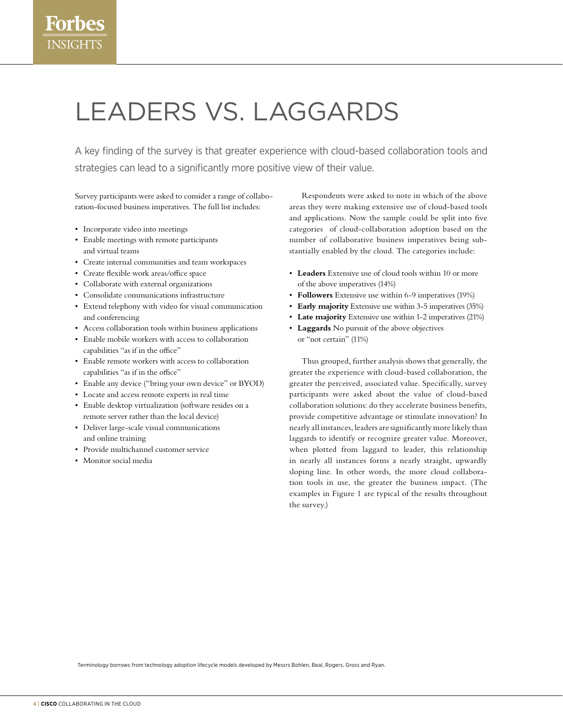# LEADERS VS. LAGGARDS

A key finding of the survey is that greater experience with cloud-based collaboration tools and strategies can lead to a significantly more positive view of their value.

Survey participants were asked to consider a range of collaboration-focused business imperatives. The full list includes:

- Incorporate video into meetings
- Enable meetings with remote participants and virtual teams
- Create internal communities and team workspaces
- Create flexible work areas/office space
- Collaborate with external organizations
- Consolidate communications infrastructure
- Extend telephony with video for visual communication and conferencing
- Access collaboration tools within business applications
- Enable mobile workers with access to collaboration capabilities "as if in the office"
- Enable remote workers with access to collaboration capabilities "as if in the office"
- Enable any device ("bring your own device" or BYOD)
- Locate and access remote experts in real time
- Enable desktop virtualization (software resides on a remote server rather than the local device)
- Deliver large-scale visual communications and online training
- Provide multichannel customer service
- Monitor social media

Respondents were asked to note in which of the above areas they were making extensive use of cloud-based tools and applications. Now the sample could be split into five categories of cloud-collaboration adoption based on the number of collaborative business imperatives being substantially enabled by the cloud. The categories include:

- **Leaders** Extensive use of cloud tools within 10 or more of the above imperatives (14%)
- **Followers** Extensive use within 6-9 imperatives (19%)
- **Early majority** Extensive use within 3-5 imperatives (35%)
- **Late majority** Extensive use within 1-2 imperatives (21%)
- **Laggards** No pursuit of the above objectives or "not certain" (11%)

Thus grouped, further analysis shows that generally, the greater the experience with cloud-based collaboration, the greater the perceived, associated value. Specifically, survey participants were asked about the value of cloud-based collaboration solutions: do they accelerate business benefits, provide competitive advantage or stimulate innovation? In nearly all instances, leaders are significantly more likely than laggards to identify or recognize greater value. Moreover, when plotted from laggard to leader, this relationship in nearly all instances forms a nearly straight, upwardly sloping line. In other words, the more cloud collaboration tools in use, the greater the business impact. (The examples in Figure 1 are typical of the results throughout the survey.)

Terminology borrows from technology adoption lifecycle models developed by Messrs Bohlen, Beal, Rogers, Gross and Ryan.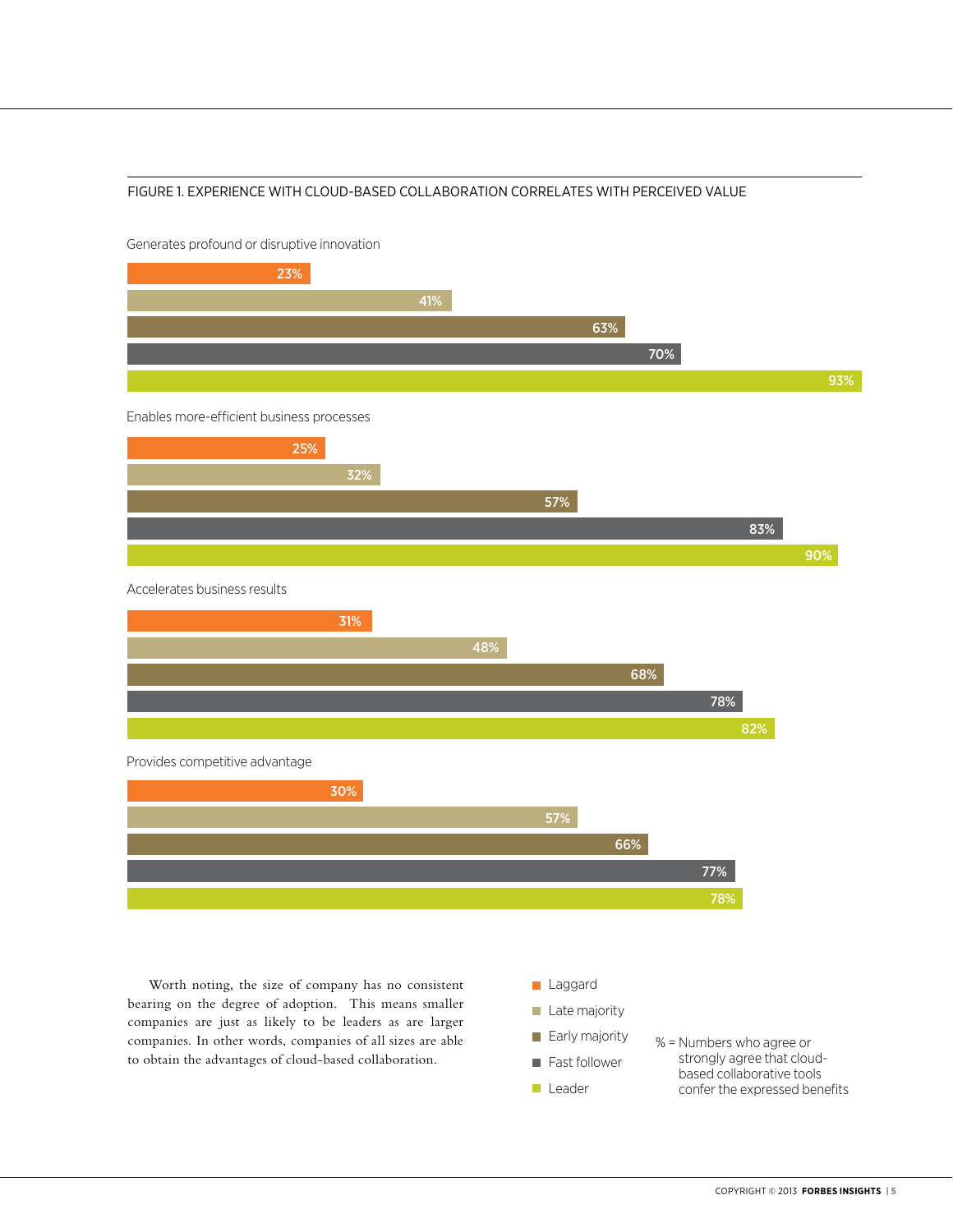FIGURE 1. EXPERIENCE WITH CLOUD-BASED COLLABORATION CORRELATES WITH PERCEIVED VALUE

| | Laggard | Late majority | Early majority | Fast follower | Leader |
|---|---|---|---|---|---|
| Generates profound or disruptive innovation | 23% | 41% | 63% | 70% | 93% |
| Enables more-efficient business processes | 25% | 32% | 57% | 83% | 90% |
| Accelerates business results | 31% | 48% | 68% | 78% | 82% |
| Provides competitive advantage | 30% | 57% | 66% | 77% | 78% |

% = Numbers who agree or strongly agree that cloud-based collaborative tools confer the expressed benefits

Worth noting, the size of company has no consistent bearing on the degree of adoption. This means smaller companies are just as likely to be leaders as are larger companies. In other words, companies of all sizes are able to obtain the advantages of cloud-based collaboration.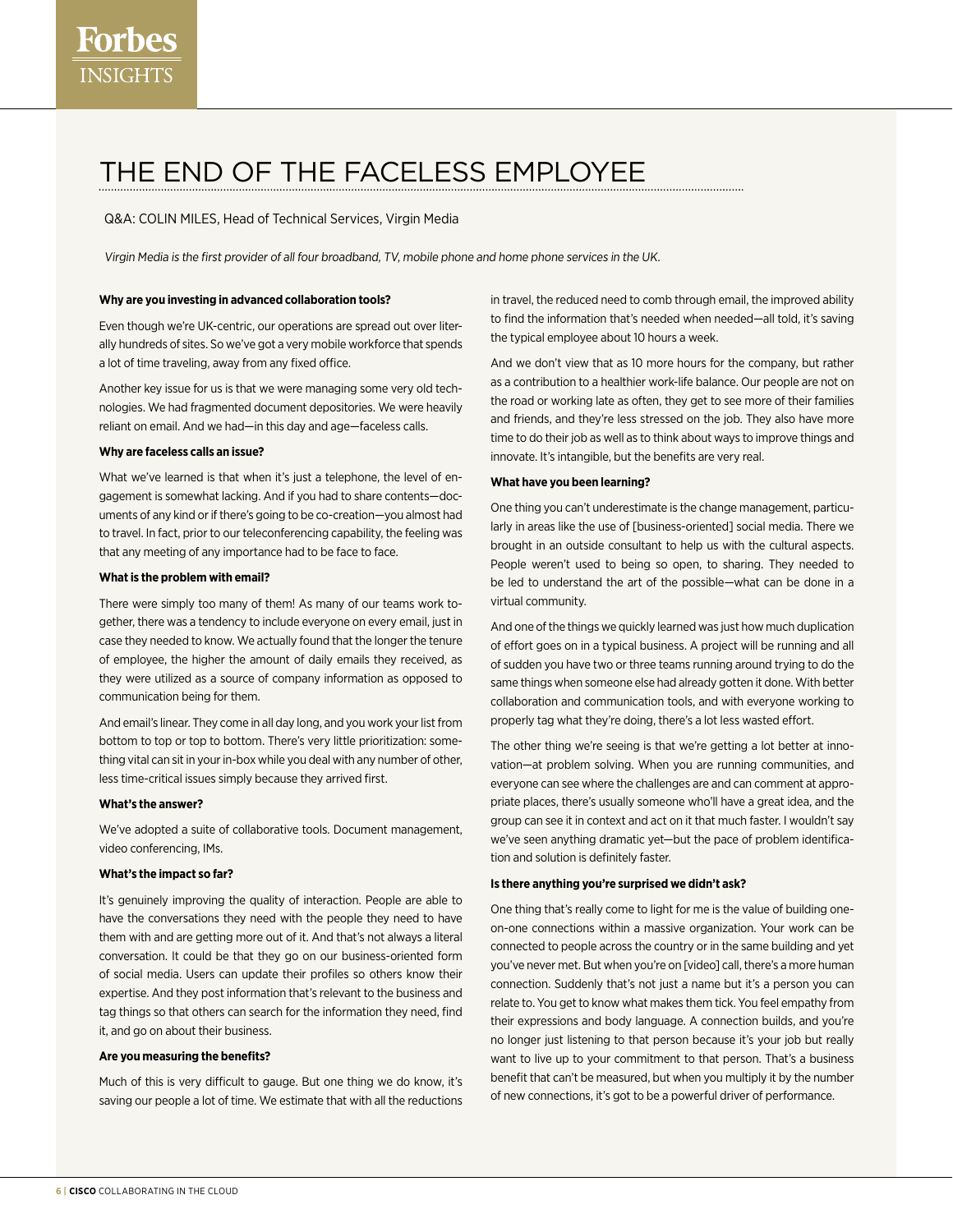# THE END OF THE FACELESS EMPLOYEE

Q&A: COLIN MILES, Head of Technical Services, Virgin Media

*Virgin Media is the first provider of all four broadband, TV, mobile phone and home phone services in the UK.*

**Why are you investing in advanced collaboration tools?**

Even though we're UK-centric, our operations are spread out over literally hundreds of sites. So we've got a very mobile workforce that spends a lot of time traveling, away from any fixed office.

Another key issue for us is that we were managing some very old technologies. We had fragmented document depositories. We were heavily reliant on email. And we had—in this day and age—faceless calls.

**Why are faceless calls an issue?**

What we've learned is that when it's just a telephone, the level of engagement is somewhat lacking. And if you had to share contents—documents of any kind or if there's going to be co-creation—you almost had to travel. In fact, prior to our teleconferencing capability, the feeling was that any meeting of any importance had to be face to face.

**What is the problem with email?**

There were simply too many of them! As many of our teams work together, there was a tendency to include everyone on every email, just in case they needed to know. We actually found that the longer the tenure of employee, the higher the amount of daily emails they received, as they were utilized as a source of company information as opposed to communication being for them.

And email's linear. They come in all day long, and you work your list from bottom to top or top to bottom. There's very little prioritization: something vital can sit in your in-box while you deal with any number of other, less time-critical issues simply because they arrived first.

**What's the answer?**

We've adopted a suite of collaborative tools. Document management, video conferencing, IMs.

**What's the impact so far?**

It's genuinely improving the quality of interaction. People are able to have the conversations they need with the people they need to have them with and are getting more out of it. And that's not always a literal conversation. It could be that they go on our business-oriented form of social media. Users can update their profiles so others know their expertise. And they post information that's relevant to the business and tag things so that others can search for the information they need, find it, and go on about their business.

**Are you measuring the benefits?**

Much of this is very difficult to gauge. But one thing we do know, it's saving our people a lot of time. We estimate that with all the reductions in travel, the reduced need to comb through email, the improved ability to find the information that's needed when needed—all told, it's saving the typical employee about 10 hours a week.

And we don't view that as 10 more hours for the company, but rather as a contribution to a healthier work-life balance. Our people are not on the road or working late as often, they get to see more of their families and friends, and they're less stressed on the job. They also have more time to do their job as well as to think about ways to improve things and innovate. It's intangible, but the benefits are very real.

**What have you been learning?**

One thing you can't underestimate is the change management, particularly in areas like the use of [business-oriented] social media. There we brought in an outside consultant to help us with the cultural aspects. People weren't used to being so open, to sharing. They needed to be led to understand the art of the possible—what can be done in a virtual community.

And one of the things we quickly learned was just how much duplication of effort goes on in a typical business. A project will be running and all of sudden you have two or three teams running around trying to do the same things when someone else had already gotten it done. With better collaboration and communication tools, and with everyone working to properly tag what they're doing, there's a lot less wasted effort.

The other thing we're seeing is that we're getting a lot better at innovation—at problem solving. When you are running communities, and everyone can see where the challenges are and can comment at appropriate places, there's usually someone who'll have a great idea, and the group can see it in context and act on it that much faster. I wouldn't say we've seen anything dramatic yet—but the pace of problem identification and solution is definitely faster.

**Is there anything you're surprised we didn't ask?**

One thing that's really come to light for me is the value of building one-on-one connections within a massive organization. Your work can be connected to people across the country or in the same building and yet you've never met. But when you're on [video] call, there's a more human connection. Suddenly that's not just a name but it's a person you can relate to. You get to know what makes them tick. You feel empathy from their expressions and body language. A connection builds, and you're no longer just listening to that person because it's your job but really want to live up to your commitment to that person. That's a business benefit that can't be measured, but when you multiply it by the number of new connections, it's got to be a powerful driver of performance.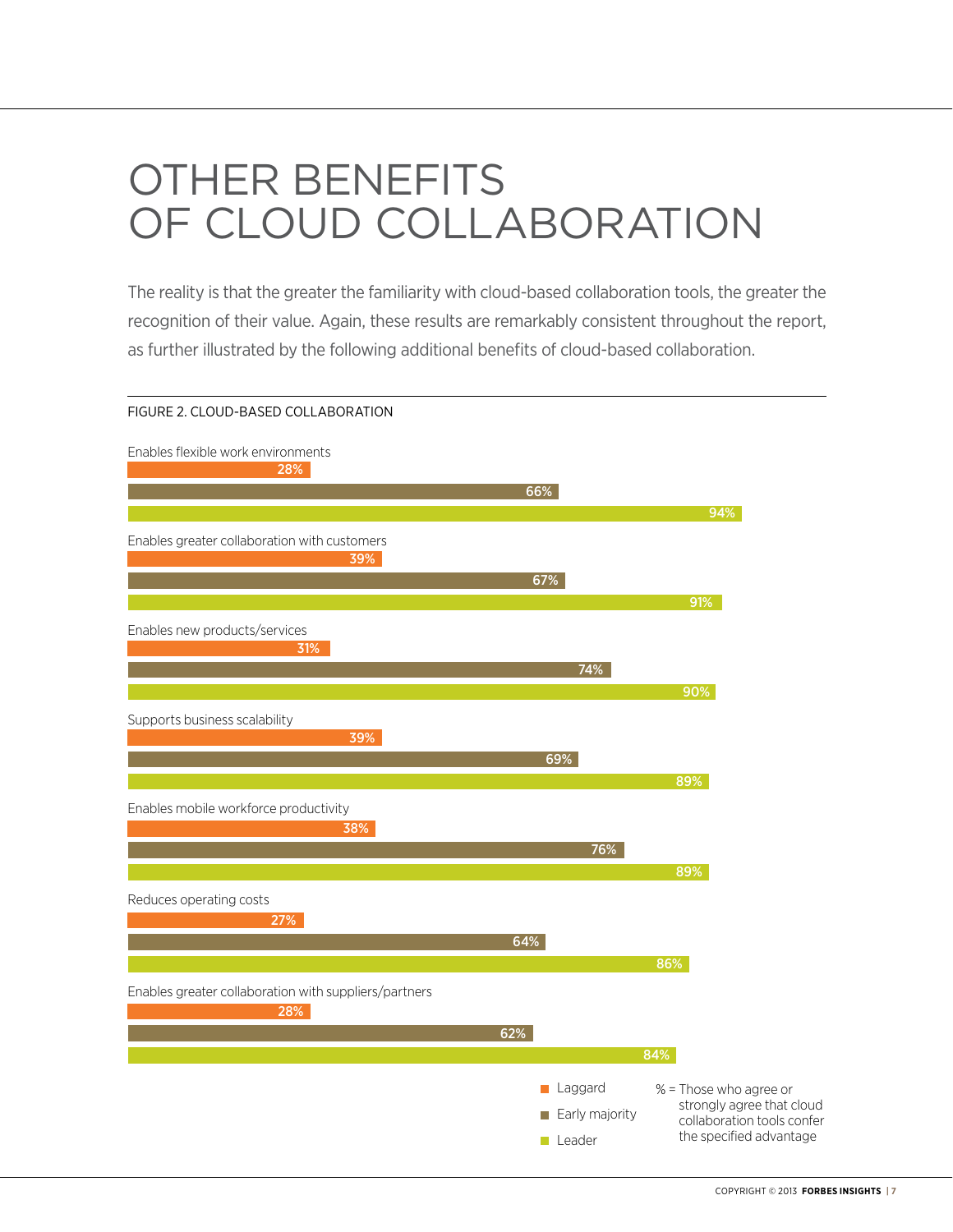# OTHER BENEFITS OF CLOUD COLLABORATION

The reality is that the greater the familiarity with cloud-based collaboration tools, the greater the recognition of their value. Again, these results are remarkably consistent throughout the report, as further illustrated by the following additional benefits of cloud-based collaboration.

FIGURE 2. CLOUD-BASED COLLABORATION

| | Laggard | Early majority | Leader |
|---|---|---|---|
| Enables flexible work environments | 28% | 66% | 94% |
| Enables greater collaboration with customers | 39% | 67% | 91% |
| Enables new products/services | 31% | 74% | 90% |
| Supports business scalability | 39% | 69% | 89% |
| Enables mobile workforce productivity | 38% | 76% | 89% |
| Reduces operating costs | 27% | 64% | 86% |
| Enables greater collaboration with suppliers/partners | 28% | 62% | 84% |

% = Those who agree or strongly agree that cloud collaboration tools confer the specified advantage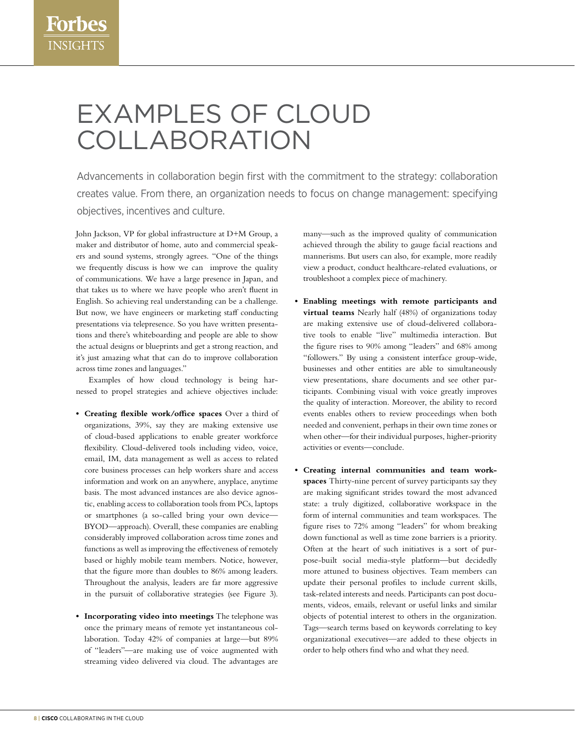# EXAMPLES OF CLOUD COLLABORATION

Advancements in collaboration begin first with the commitment to the strategy: collaboration creates value. From there, an organization needs to focus on change management: specifying objectives, incentives and culture.

John Jackson, VP for global infrastructure at D+M Group, a maker and distributor of home, auto and commercial speakers and sound systems, strongly agrees. "One of the things we frequently discuss is how we can improve the quality of communications. We have a large presence in Japan, and that takes us to where we have people who aren't fluent in English. So achieving real understanding can be a challenge. But now, we have engineers or marketing staff conducting presentations via telepresence. So you have written presentations and there's whiteboarding and people are able to show the actual designs or blueprints and get a strong reaction, and it's just amazing what that can do to improve collaboration across time zones and languages."

Examples of how cloud technology is being harnessed to propel strategies and achieve objectives include:

- **Creating flexible work/office spaces** Over a third of organizations, 39%, say they are making extensive use of cloud-based applications to enable greater workforce flexibility. Cloud-delivered tools including video, voice, email, IM, data management as well as access to related core business processes can help workers share and access information and work on an anywhere, anyplace, anytime basis. The most advanced instances are also device agnostic, enabling access to collaboration tools from PCs, laptops or smartphones (a so-called bring your own device—BYOD—approach). Overall, these companies are enabling considerably improved collaboration across time zones and functions as well as improving the effectiveness of remotely based or highly mobile team members. Notice, however, that the figure more than doubles to 86% among leaders. Throughout the analysis, leaders are far more aggressive in the pursuit of collaborative strategies (see Figure 3).

- **Incorporating video into meetings** The telephone was once the primary means of remote yet instantaneous collaboration. Today 42% of companies at large—but 89% of "leaders"—are making use of voice augmented with streaming video delivered via cloud. The advantages are many—such as the improved quality of communication achieved through the ability to gauge facial reactions and mannerisms. But users can also, for example, more readily view a product, conduct healthcare-related evaluations, or troubleshoot a complex piece of machinery.

- **Enabling meetings with remote participants and virtual teams** Nearly half (48%) of organizations today are making extensive use of cloud-delivered collaborative tools to enable "live" multimedia interaction. But the figure rises to 90% among "leaders" and 68% among "followers." By using a consistent interface group-wide, businesses and other entities are able to simultaneously view presentations, share documents and see other participants. Combining visual with voice greatly improves the quality of interaction. Moreover, the ability to record events enables others to review proceedings when both needed and convenient, perhaps in their own time zones or when other—for their individual purposes, higher-priority activities or events—conclude.

- **Creating internal communities and team workspaces** Thirty-nine percent of survey participants say they are making significant strides toward the most advanced state: a truly digitized, collaborative workspace in the form of internal communities and team workspaces. The figure rises to 72% among "leaders" for whom breaking down functional as well as time zone barriers is a priority. Often at the heart of such initiatives is a sort of purpose-built social media-style platform—but decidedly more attuned to business objectives. Team members can update their personal profiles to include current skills, task-related interests and needs. Participants can post documents, videos, emails, relevant or useful links and similar objects of potential interest to others in the organization. Tags—search terms based on keywords correlating to key organizational executives—are added to these objects in order to help others find who and what they need.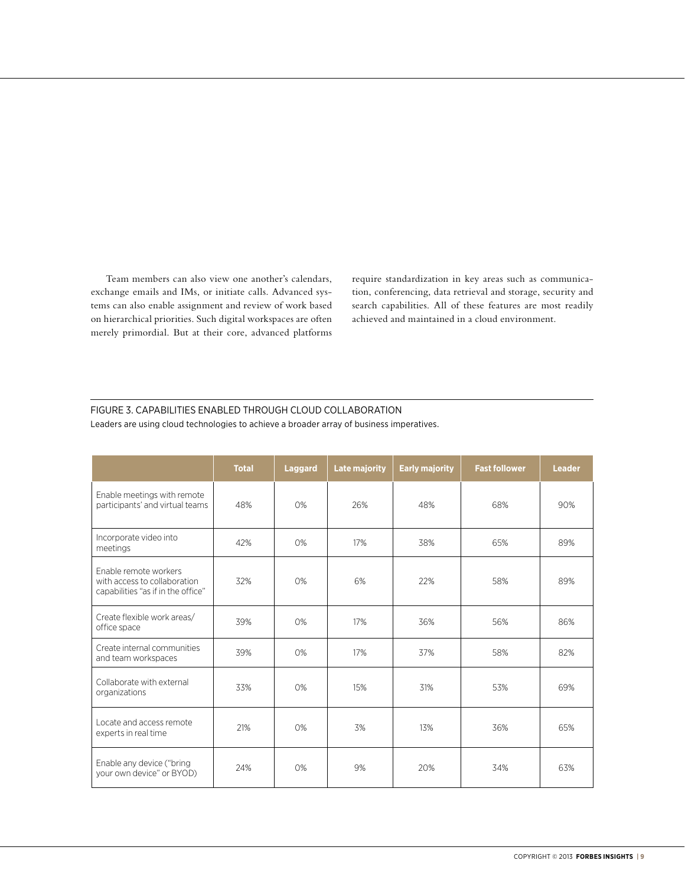Team members can also view one another's calendars, exchange emails and IMs, or initiate calls. Advanced systems can also enable assignment and review of work based on hierarchical priorities. Such digital workspaces are often merely primordial. But at their core, advanced platforms require standardization in key areas such as communication, conferencing, data retrieval and storage, security and search capabilities. All of these features are most readily achieved and maintained in a cloud environment.

FIGURE 3. CAPABILITIES ENABLED THROUGH CLOUD COLLABORATION

Leaders are using cloud technologies to achieve a broader array of business imperatives.

| | Total | Laggard | Late majority | Early majority | Fast follower | Leader |
|---|---|---|---|---|---|---|
| Enable meetings with remote participants' and virtual teams | 48% | 0% | 26% | 48% | 68% | 90% |
| Incorporate video into meetings | 42% | 0% | 17% | 38% | 65% | 89% |
| Enable remote workers with access to collaboration capabilities "as if in the office" | 32% | 0% | 6% | 22% | 58% | 89% |
| Create flexible work areas/ office space | 39% | 0% | 17% | 36% | 56% | 86% |
| Create internal communities and team workspaces | 39% | 0% | 17% | 37% | 58% | 82% |
| Collaborate with external organizations | 33% | 0% | 15% | 31% | 53% | 69% |
| Locate and access remote experts in real time | 21% | 0% | 3% | 13% | 36% | 65% |
| Enable any device ("bring your own device" or BYOD) | 24% | 0% | 9% | 20% | 34% | 63% |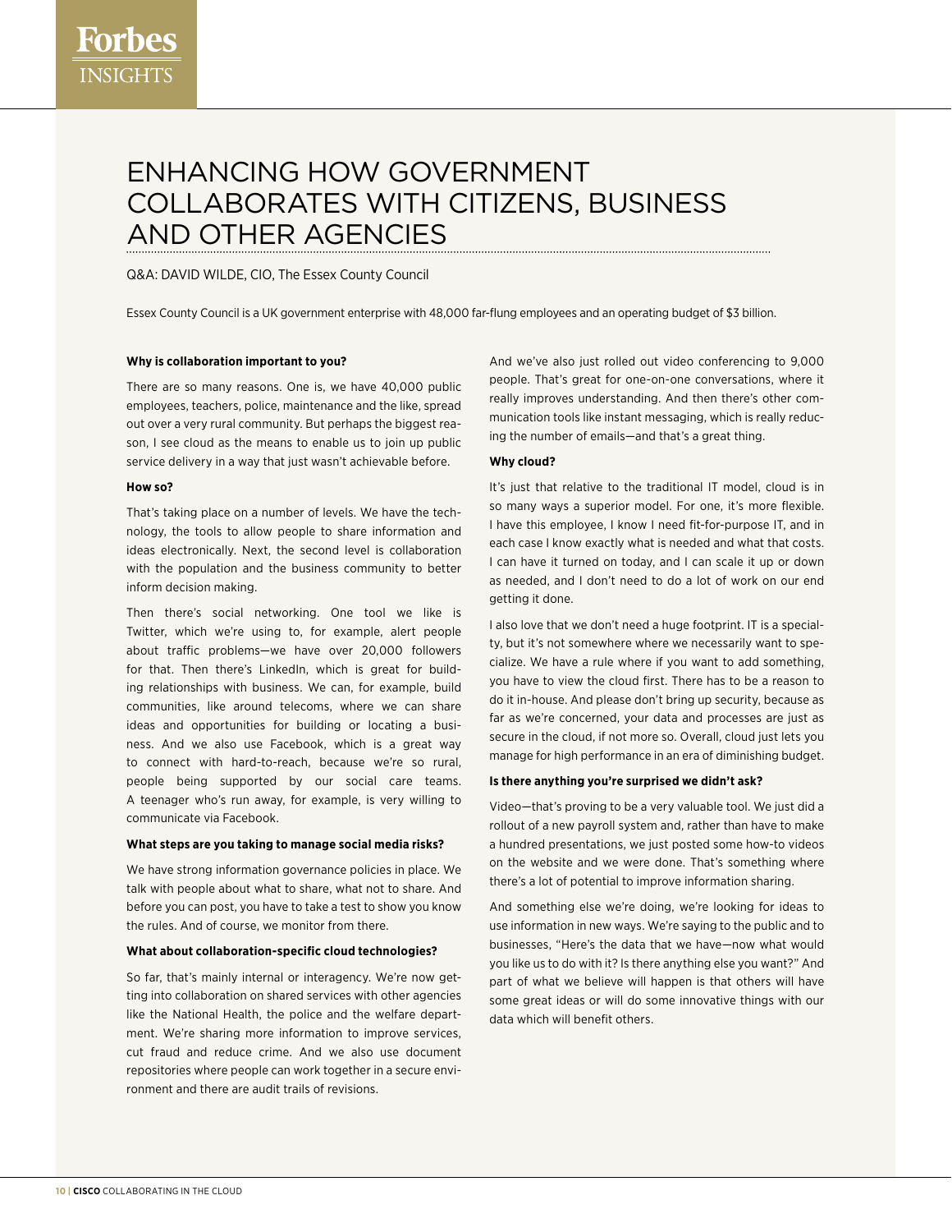# ENHANCING HOW GOVERNMENT COLLABORATES WITH CITIZENS, BUSINESS AND OTHER AGENCIES

Q&A: DAVID WILDE, CIO, The Essex County Council

Essex County Council is a UK government enterprise with 48,000 far-flung employees and an operating budget of $3 billion.

**Why is collaboration important to you?**

There are so many reasons. One is, we have 40,000 public employees, teachers, police, maintenance and the like, spread out over a very rural community. But perhaps the biggest reason, I see cloud as the means to enable us to join up public service delivery in a way that just wasn't achievable before.

**How so?**

That's taking place on a number of levels. We have the technology, the tools to allow people to share information and ideas electronically. Next, the second level is collaboration with the population and the business community to better inform decision making.

Then there's social networking. One tool we like is Twitter, which we're using to, for example, alert people about traffic problems—we have over 20,000 followers for that. Then there's LinkedIn, which is great for building relationships with business. We can, for example, build communities, like around telecoms, where we can share ideas and opportunities for building or locating a business. And we also use Facebook, which is a great way to connect with hard-to-reach, because we're so rural, people being supported by our social care teams. A teenager who's run away, for example, is very willing to communicate via Facebook.

**What steps are you taking to manage social media risks?**

We have strong information governance policies in place. We talk with people about what to share, what not to share. And before you can post, you have to take a test to show you know the rules. And of course, we monitor from there.

**What about collaboration-specific cloud technologies?**

So far, that's mainly internal or interagency. We're now getting into collaboration on shared services with other agencies like the National Health, the police and the welfare department. We're sharing more information to improve services, cut fraud and reduce crime. And we also use document repositories where people can work together in a secure environment and there are audit trails of revisions.

And we've also just rolled out video conferencing to 9,000 people. That's great for one-on-one conversations, where it really improves understanding. And then there's other communication tools like instant messaging, which is really reducing the number of emails—and that's a great thing.

**Why cloud?**

It's just that relative to the traditional IT model, cloud is in so many ways a superior model. For one, it's more flexible. I have this employee, I know I need fit-for-purpose IT, and in each case I know exactly what is needed and what that costs. I can have it turned on today, and I can scale it up or down as needed, and I don't need to do a lot of work on our end getting it done.

I also love that we don't need a huge footprint. IT is a specialty, but it's not somewhere where we necessarily want to specialize. We have a rule where if you want to add something, you have to view the cloud first. There has to be a reason to do it in-house. And please don't bring up security, because as far as we're concerned, your data and processes are just as secure in the cloud, if not more so. Overall, cloud just lets you manage for high performance in an era of diminishing budget.

**Is there anything you're surprised we didn't ask?**

Video—that's proving to be a very valuable tool. We just did a rollout of a new payroll system and, rather than have to make a hundred presentations, we just posted some how-to videos on the website and we were done. That's something where there's a lot of potential to improve information sharing.

And something else we're doing, we're looking for ideas to use information in new ways. We're saying to the public and to businesses, "Here's the data that we have—now what would you like us to do with it? Is there anything else you want?" And part of what we believe will happen is that others will have some great ideas or will do some innovative things with our data which will benefit others.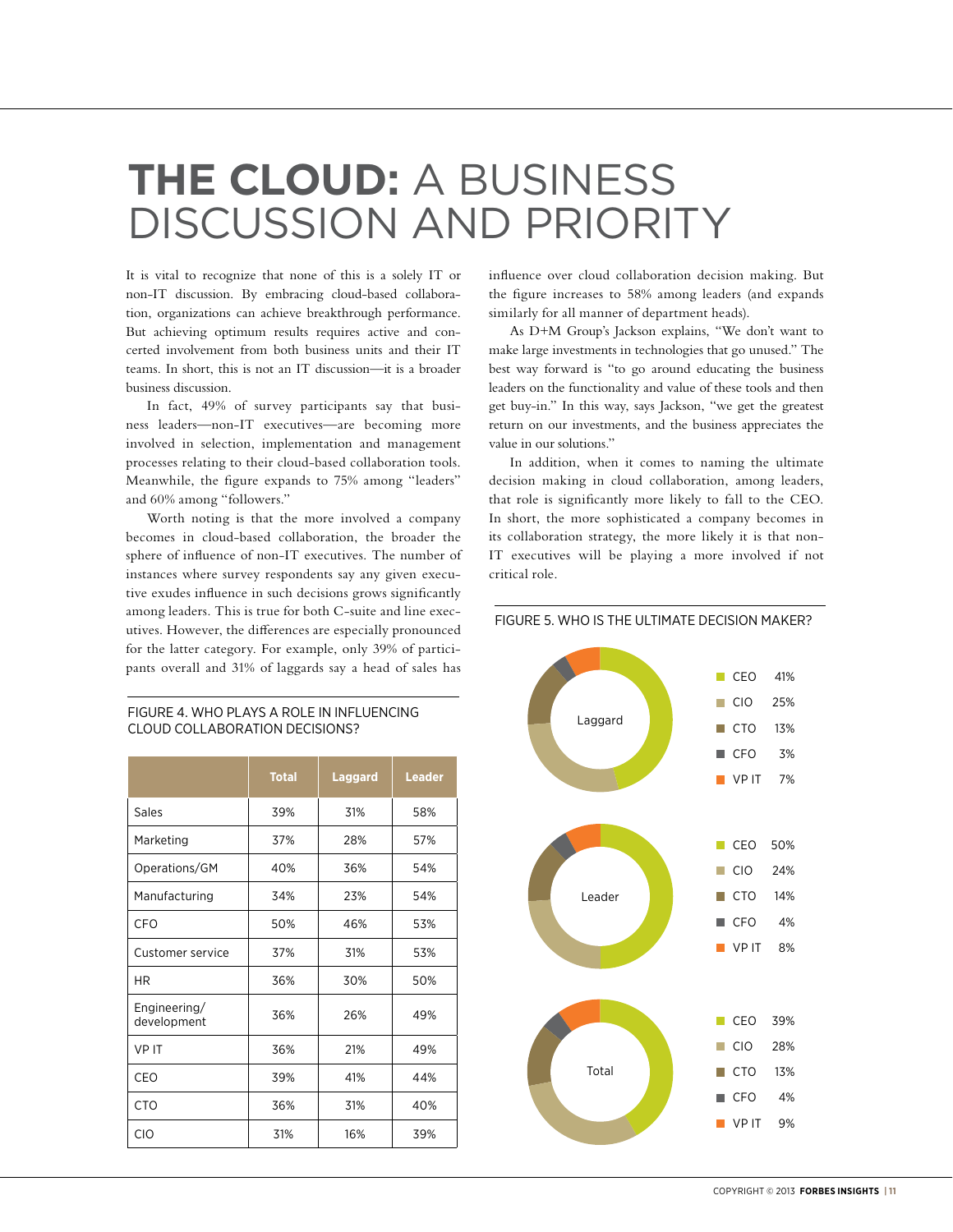# THE CLOUD: A BUSINESS DISCUSSION AND PRIORITY

It is vital to recognize that none of this is a solely IT or non-IT discussion. By embracing cloud-based collaboration, organizations can achieve breakthrough performance. But achieving optimum results requires active and concerted involvement from both business units and their IT teams. In short, this is not an IT discussion—it is a broader business discussion.

In fact, 49% of survey participants say that business leaders—non-IT executives—are becoming more involved in selection, implementation and management processes relating to their cloud-based collaboration tools. Meanwhile, the figure expands to 75% among "leaders" and 60% among "followers."

Worth noting is that the more involved a company becomes in cloud-based collaboration, the broader the sphere of influence of non-IT executives. The number of instances where survey respondents say any given executive exudes influence in such decisions grows significantly among leaders. This is true for both C-suite and line executives. However, the differences are especially pronounced for the latter category. For example, only 39% of participants overall and 31% of laggards say a head of sales has influence over cloud collaboration decision making. But the figure increases to 58% among leaders (and expands similarly for all manner of department heads).

As D+M Group's Jackson explains, "We don't want to make large investments in technologies that go unused." The best way forward is "to go around educating the business leaders on the functionality and value of these tools and then get buy-in." In this way, says Jackson, "we get the greatest return on our investments, and the business appreciates the value in our solutions."

In addition, when it comes to naming the ultimate decision making in cloud collaboration, among leaders, that role is significantly more likely to fall to the CEO. In short, the more sophisticated a company becomes in its collaboration strategy, the more likely it is that non-IT executives will be playing a more involved if not critical role.

FIGURE 4. WHO PLAYS A ROLE IN INFLUENCING CLOUD COLLABORATION DECISIONS?

| | Total | Laggard | Leader |
|---|---|---|---|
| Sales | 39% | 31% | 58% |
| Marketing | 37% | 28% | 57% |
| Operations/GM | 40% | 36% | 54% |
| Manufacturing | 34% | 23% | 54% |
| CFO | 50% | 46% | 53% |
| Customer service | 37% | 31% | 53% |
| HR | 36% | 30% | 50% |
| Engineering/development | 36% | 26% | 49% |
| VP IT | 36% | 21% | 49% |
| CEO | 39% | 41% | 44% |
| CTO | 36% | 31% | 40% |
| CIO | 31% | 16% | 39% |

FIGURE 5. WHO IS THE ULTIMATE DECISION MAKER?

| | Laggard | Leader | Total |
|---|---|---|---|
| CEO | 41% | 50% | 39% |
| CIO | 25% | 24% | 28% |
| CTO | 13% | 14% | 13% |
| CFO | 3% | 4% | 4% |
| VP IT | 7% | 8% | 9% |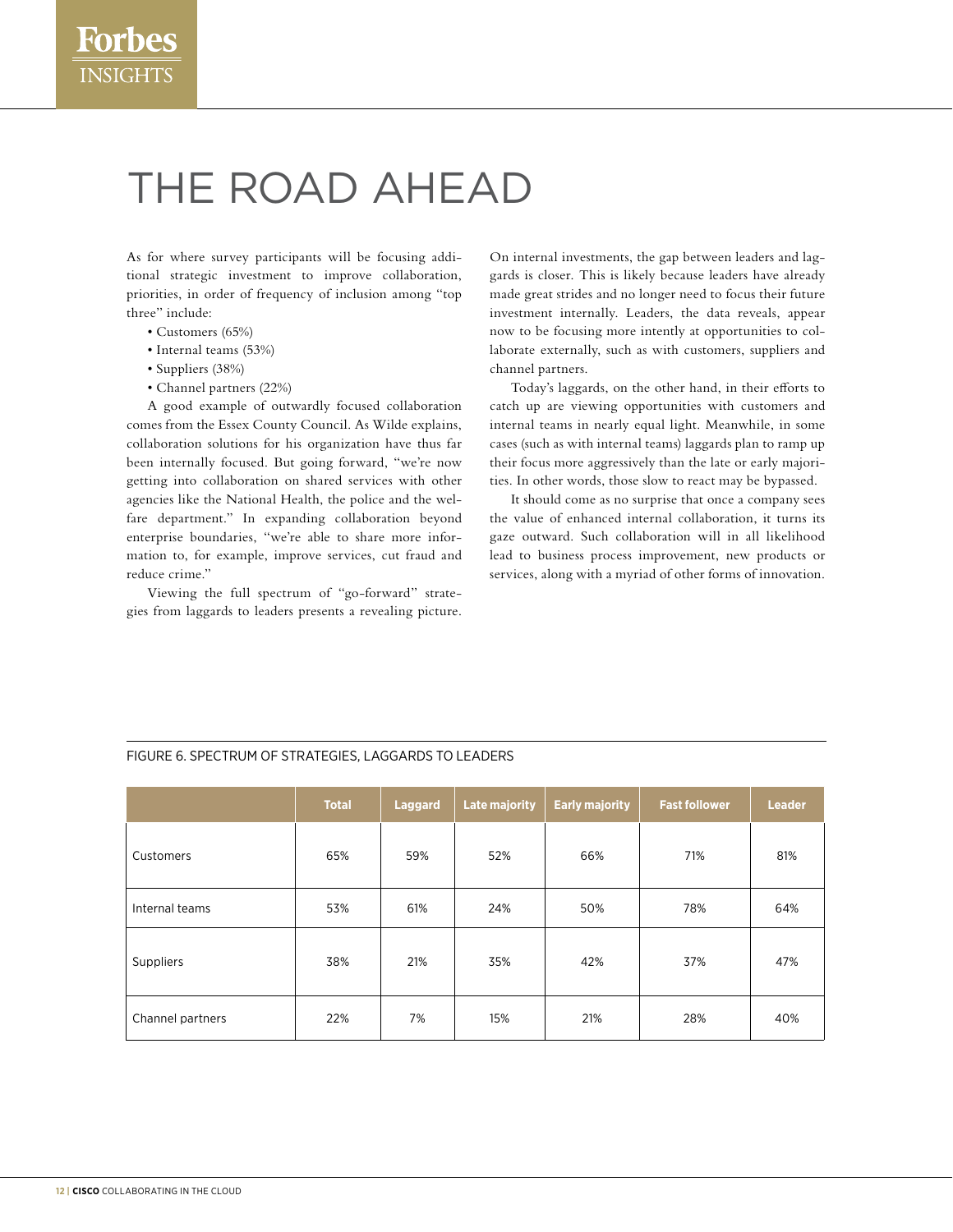# THE ROAD AHEAD

As for where survey participants will be focusing additional strategic investment to improve collaboration, priorities, in order of frequency of inclusion among "top three" include:

- Customers (65%)
- Internal teams (53%)
- Suppliers (38%)
- Channel partners (22%)

A good example of outwardly focused collaboration comes from the Essex County Council. As Wilde explains, collaboration solutions for his organization have thus far been internally focused. But going forward, "we're now getting into collaboration on shared services with other agencies like the National Health, the police and the welfare department." In expanding collaboration beyond enterprise boundaries, "we're able to share more information to, for example, improve services, cut fraud and reduce crime."

Viewing the full spectrum of "go-forward" strategies from laggards to leaders presents a revealing picture. On internal investments, the gap between leaders and laggards is closer. This is likely because leaders have already made great strides and no longer need to focus their future investment internally. Leaders, the data reveals, appear now to be focusing more intently at opportunities to collaborate externally, such as with customers, suppliers and channel partners.

Today's laggards, on the other hand, in their efforts to catch up are viewing opportunities with customers and internal teams in nearly equal light. Meanwhile, in some cases (such as with internal teams) laggards plan to ramp up their focus more aggressively than the late or early majorities. In other words, those slow to react may be bypassed.

It should come as no surprise that once a company sees the value of enhanced internal collaboration, it turns its gaze outward. Such collaboration will in all likelihood lead to business process improvement, new products or services, along with a myriad of other forms of innovation.

FIGURE 6. SPECTRUM OF STRATEGIES, LAGGARDS TO LEADERS

| | Total | Laggard | Late majority | Early majority | Fast follower | Leader |
|---|---|---|---|---|---|---|
| Customers | 65% | 59% | 52% | 66% | 71% | 81% |
| Internal teams | 53% | 61% | 24% | 50% | 78% | 64% |
| Suppliers | 38% | 21% | 35% | 42% | 37% | 47% |
| Channel partners | 22% | 7% | 15% | 21% | 28% | 40% |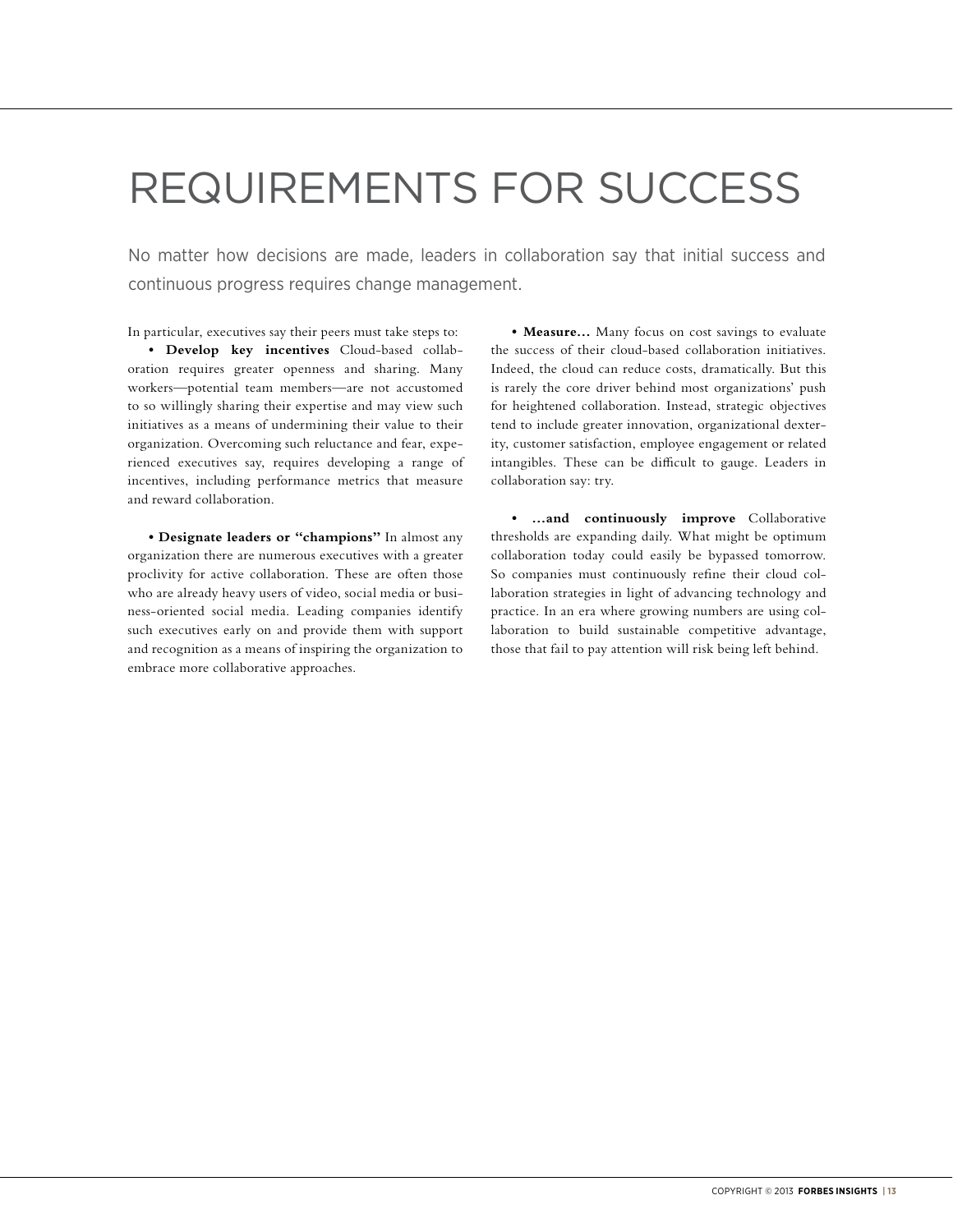# REQUIREMENTS FOR SUCCESS

No matter how decisions are made, leaders in collaboration say that initial success and continuous progress requires change management.

In particular, executives say their peers must take steps to:

• **Develop key incentives** Cloud-based collaboration requires greater openness and sharing. Many workers—potential team members—are not accustomed to so willingly sharing their expertise and may view such initiatives as a means of undermining their value to their organization. Overcoming such reluctance and fear, experienced executives say, requires developing a range of incentives, including performance metrics that measure and reward collaboration.

• **Designate leaders or "champions"** In almost any organization there are numerous executives with a greater proclivity for active collaboration. These are often those who are already heavy users of video, social media or business-oriented social media. Leading companies identify such executives early on and provide them with support and recognition as a means of inspiring the organization to embrace more collaborative approaches.

• **Measure…** Many focus on cost savings to evaluate the success of their cloud-based collaboration initiatives. Indeed, the cloud can reduce costs, dramatically. But this is rarely the core driver behind most organizations' push for heightened collaboration. Instead, strategic objectives tend to include greater innovation, organizational dexterity, customer satisfaction, employee engagement or related intangibles. These can be difficult to gauge. Leaders in collaboration say: try.

• **…and continuously improve** Collaborative thresholds are expanding daily. What might be optimum collaboration today could easily be bypassed tomorrow. So companies must continuously refine their cloud collaboration strategies in light of advancing technology and practice. In an era where growing numbers are using collaboration to build sustainable competitive advantage, those that fail to pay attention will risk being left behind.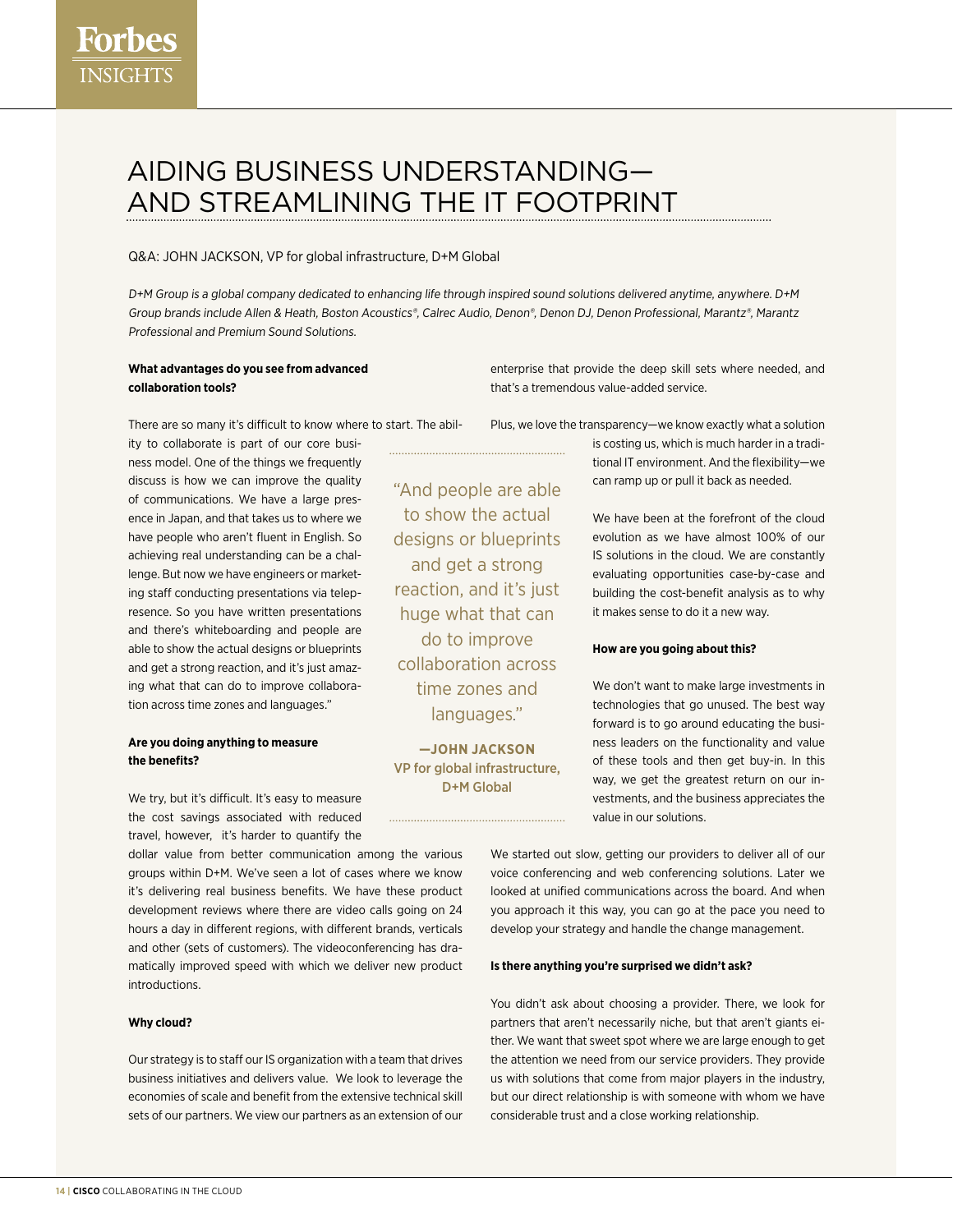# AIDING BUSINESS UNDERSTANDING—AND STREAMLINING THE IT FOOTPRINT

Q&A: JOHN JACKSON, VP for global infrastructure, D+M Global

*D+M Group is a global company dedicated to enhancing life through inspired sound solutions delivered anytime, anywhere. D+M Group brands include Allen & Heath, Boston Acoustics®, Calrec Audio, Denon®, Denon DJ, Denon Professional, Marantz®, Marantz Professional and Premium Sound Solutions.*

**What advantages do you see from advanced collaboration tools?**

There are so many it's difficult to know where to start. The ability to collaborate is part of our core business model. One of the things we frequently discuss is how we can improve the quality of communications. We have a large presence in Japan, and that takes us to where we have people who aren't fluent in English. So achieving real understanding can be a challenge. But now we have engineers or marketing staff conducting presentations via telepresence. So you have written presentations and there's whiteboarding and people are able to show the actual designs or blueprints and get a strong reaction, and it's just amazing what that can do to improve collaboration across time zones and languages."

**Are you doing anything to measure the benefits?**

We try, but it's difficult. It's easy to measure the cost savings associated with reduced travel, however, it's harder to quantify the dollar value from better communication among the various groups within D+M. We've seen a lot of cases where we know it's delivering real business benefits. We have these product development reviews where there are video calls going on 24 hours a day in different regions, with different brands, verticals and other (sets of customers). The videoconferencing has dramatically improved speed with which we deliver new product introductions.

**Why cloud?**

Our strategy is to staff our IS organization with a team that drives business initiatives and delivers value. We look to leverage the economies of scale and benefit from the extensive technical skill sets of our partners. We view our partners as an extension of our enterprise that provide the deep skill sets where needed, and that's a tremendous value-added service.

Plus, we love the transparency—we know exactly what a solution is costing us, which is much harder in a traditional IT environment. And the flexibility—we can ramp up or pull it back as needed.

> "And people are able to show the actual designs or blueprints and get a strong reaction, and it's just huge what that can do to improve collaboration across time zones and languages."
>
> **—JOHN JACKSON**
> VP for global infrastructure, D+M Global

We have been at the forefront of the cloud evolution as we have almost 100% of our IS solutions in the cloud. We are constantly evaluating opportunities case-by-case and building the cost-benefit analysis as to why it makes sense to do it a new way.

**How are you going about this?**

We don't want to make large investments in technologies that go unused. The best way forward is to go around educating the business leaders on the functionality and value of these tools and then get buy-in. In this way, we get the greatest return on our investments, and the business appreciates the value in our solutions.

We started out slow, getting our providers to deliver all of our voice conferencing and web conferencing solutions. Later we looked at unified communications across the board. And when you approach it this way, you can go at the pace you need to develop your strategy and handle the change management.

**Is there anything you're surprised we didn't ask?**

You didn't ask about choosing a provider. There, we look for partners that aren't necessarily niche, but that aren't giants either. We want that sweet spot where we are large enough to get the attention we need from our service providers. They provide us with solutions that come from major players in the industry, but our direct relationship is with someone with whom we have considerable trust and a close working relationship.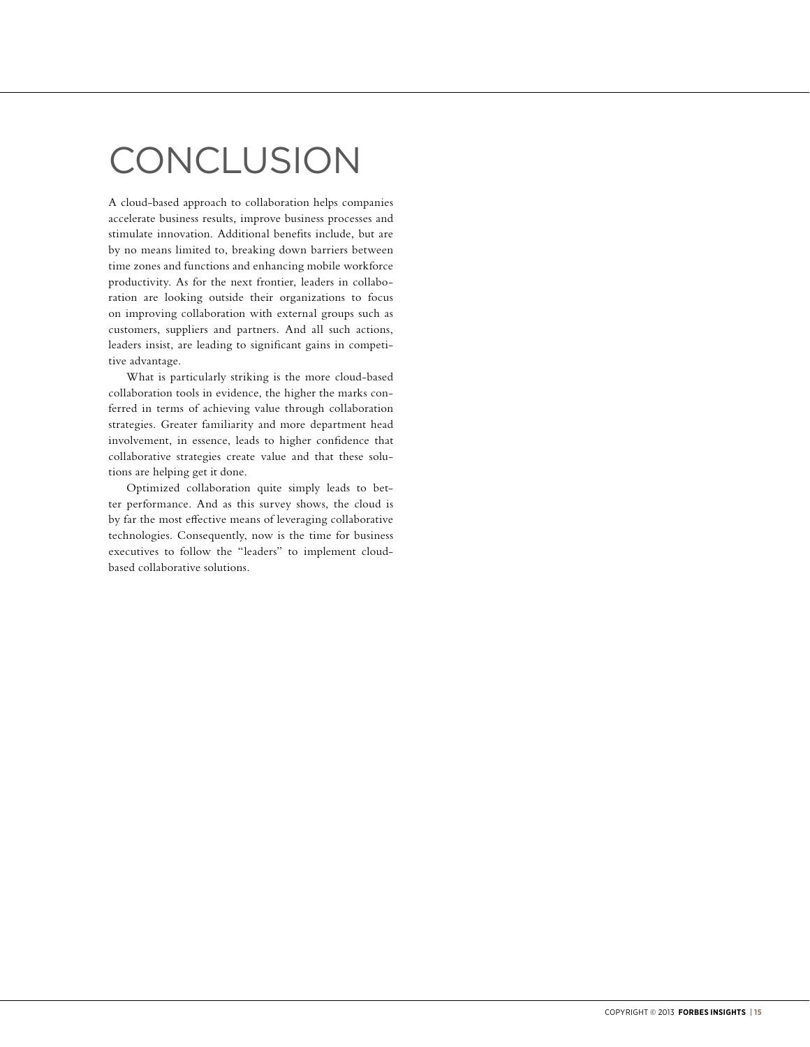# CONCLUSION

A cloud-based approach to collaboration helps companies accelerate business results, improve business processes and stimulate innovation. Additional benefits include, but are by no means limited to, breaking down barriers between time zones and functions and enhancing mobile workforce productivity. As for the next frontier, leaders in collaboration are looking outside their organizations to focus on improving collaboration with external groups such as customers, suppliers and partners. And all such actions, leaders insist, are leading to significant gains in competitive advantage.

What is particularly striking is the more cloud-based collaboration tools in evidence, the higher the marks conferred in terms of achieving value through collaboration strategies. Greater familiarity and more department head involvement, in essence, leads to higher confidence that collaborative strategies create value and that these solutions are helping get it done.

Optimized collaboration quite simply leads to better performance. And as this survey shows, the cloud is by far the most effective means of leveraging collaborative technologies. Consequently, now is the time for business executives to follow the "leaders" to implement cloud-based collaborative solutions.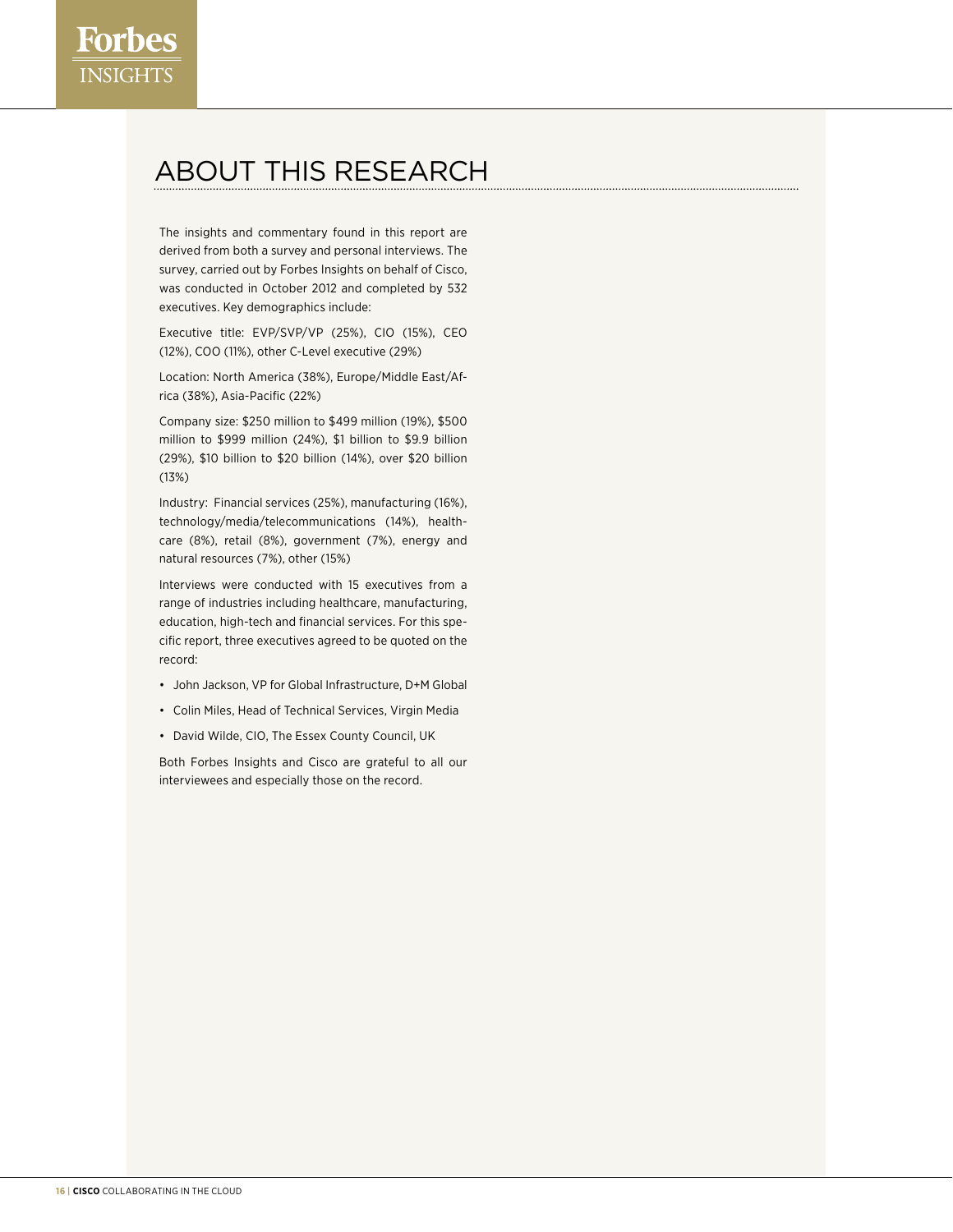# ABOUT THIS RESEARCH

The insights and commentary found in this report are derived from both a survey and personal interviews. The survey, carried out by Forbes Insights on behalf of Cisco, was conducted in October 2012 and completed by 532 executives. Key demographics include:

Executive title: EVP/SVP/VP (25%), CIO (15%), CEO (12%), COO (11%), other C-Level executive (29%)

Location: North America (38%), Europe/Middle East/Africa (38%), Asia-Pacific (22%)

Company size: $250 million to $499 million (19%), $500 million to $999 million (24%), $1 billion to $9.9 billion (29%), $10 billion to $20 billion (14%), over $20 billion (13%)

Industry: Financial services (25%), manufacturing (16%), technology/media/telecommunications (14%), healthcare (8%), retail (8%), government (7%), energy and natural resources (7%), other (15%)

Interviews were conducted with 15 executives from a range of industries including healthcare, manufacturing, education, high-tech and financial services. For this specific report, three executives agreed to be quoted on the record:

- John Jackson, VP for Global Infrastructure, D+M Global
- Colin Miles, Head of Technical Services, Virgin Media
- David Wilde, CIO, The Essex County Council, UK

Both Forbes Insights and Cisco are grateful to all our interviewees and especially those on the record.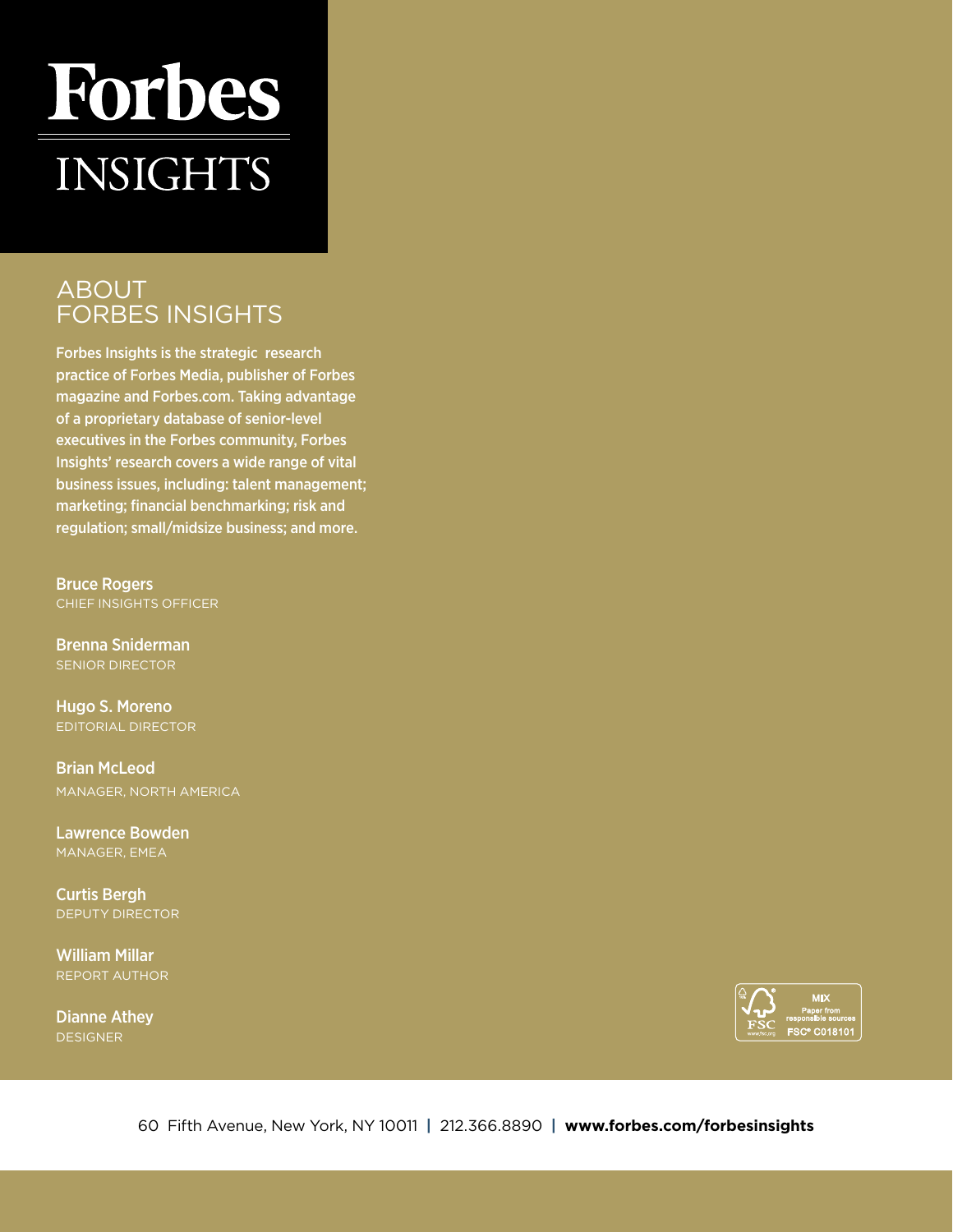# Forbes INSIGHTS

## ABOUT FORBES INSIGHTS

**Forbes Insights is the strategic research practice of Forbes Media, publisher of Forbes magazine and Forbes.com. Taking advantage of a proprietary database of senior-level executives in the Forbes community, Forbes Insights' research covers a wide range of vital business issues, including: talent management; marketing; financial benchmarking; risk and regulation; small/midsize business; and more.**

**Bruce Rogers**
CHIEF INSIGHTS OFFICER

**Brenna Sniderman**
SENIOR DIRECTOR

**Hugo S. Moreno**
EDITORIAL DIRECTOR

**Brian McLeod**
MANAGER, NORTH AMERICA

**Lawrence Bowden**
MANAGER, EMEA

**Curtis Bergh**
DEPUTY DIRECTOR

**William Millar**
REPORT AUTHOR

**Dianne Athey**
DESIGNER

FSC MIX Paper from responsible sources FSC® C018101

60 Fifth Avenue, New York, NY 10011 | 212.366.8890 | **www.forbes.com/forbesinsights**